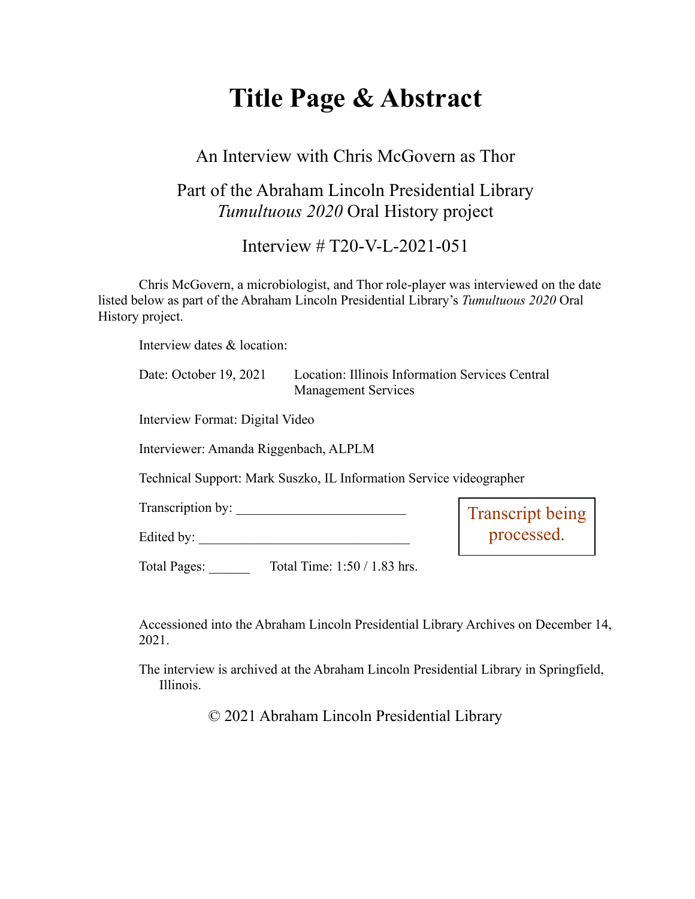# Title Page & Abstract

An Interview with Chris McGovern as Thor

Part of the Abraham Lincoln Presidential Library
*Tumultuous 2020* Oral History project

Interview # T20-V-L-2021-051

Chris McGovern, a microbiologist, and Thor role-player was interviewed on the date listed below as part of the Abraham Lincoln Presidential Library's *Tumultuous 2020* Oral History project.

Interview dates & location:

Date: October 19, 2021 Location: Illinois Information Services Central Management Services

Interview Format: Digital Video

Interviewer: Amanda Riggenbach, ALPLM

Technical Support: Mark Suszko, IL Information Service videographer

Transcription by: ________________________

Edited by: ______________________________

Total Pages: ______ Total Time: 1:50 / 1.83 hrs.

Transcript being processed.

Accessioned into the Abraham Lincoln Presidential Library Archives on December 14, 2021.

The interview is archived at the Abraham Lincoln Presidential Library in Springfield, Illinois.

© 2021 Abraham Lincoln Presidential Library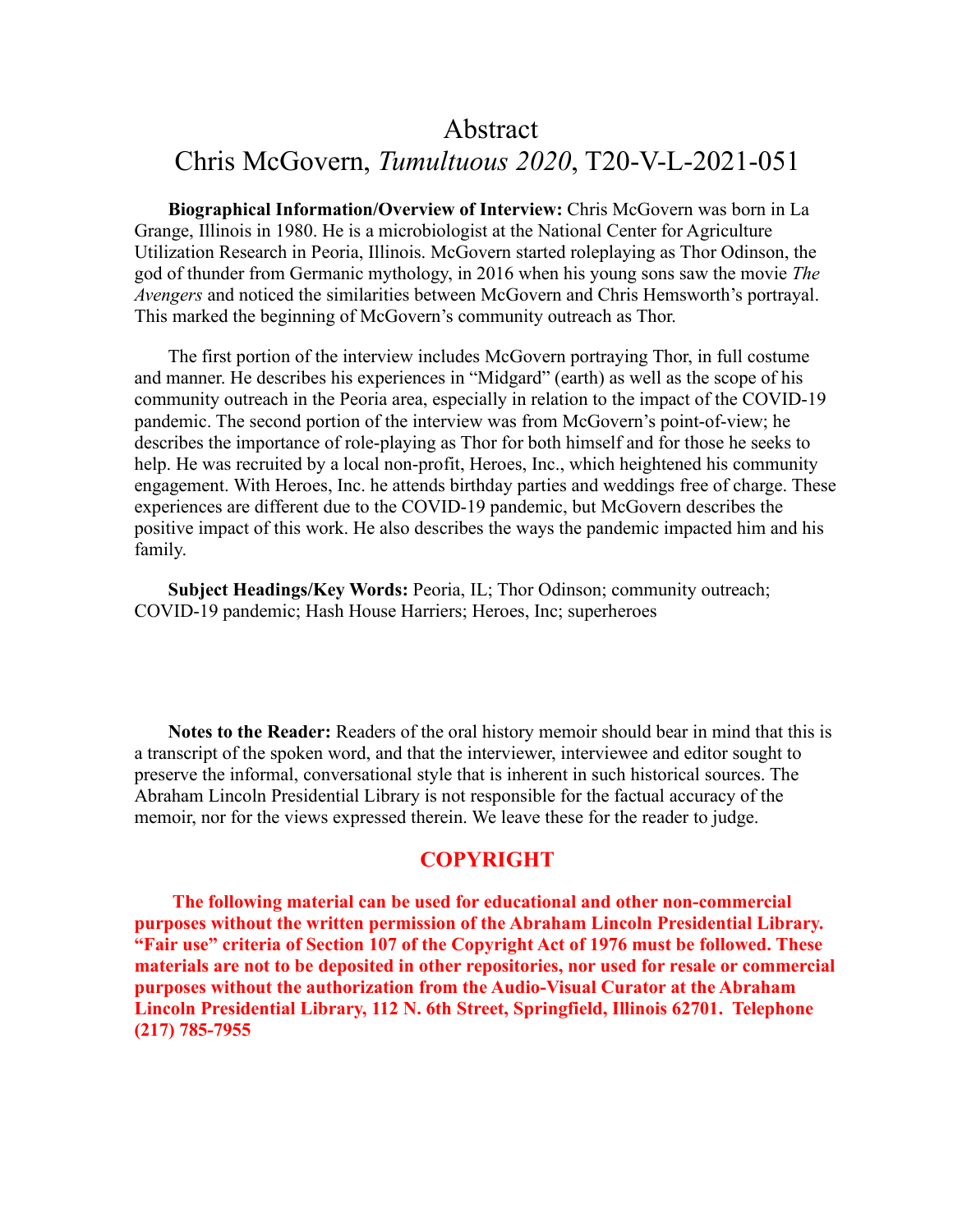# Abstract

## Chris McGovern, *Tumultuous 2020*, T20-V-L-2021-051

**Biographical Information/Overview of Interview:** Chris McGovern was born in La Grange, Illinois in 1980. He is a microbiologist at the National Center for Agriculture Utilization Research in Peoria, Illinois. McGovern started roleplaying as Thor Odinson, the god of thunder from Germanic mythology, in 2016 when his young sons saw the movie *The Avengers* and noticed the similarities between McGovern and Chris Hemsworth's portrayal. This marked the beginning of McGovern's community outreach as Thor.

The first portion of the interview includes McGovern portraying Thor, in full costume and manner. He describes his experiences in "Midgard" (earth) as well as the scope of his community outreach in the Peoria area, especially in relation to the impact of the COVID-19 pandemic. The second portion of the interview was from McGovern's point-of-view; he describes the importance of role-playing as Thor for both himself and for those he seeks to help. He was recruited by a local non-profit, Heroes, Inc., which heightened his community engagement. With Heroes, Inc. he attends birthday parties and weddings free of charge. These experiences are different due to the COVID-19 pandemic, but McGovern describes the positive impact of this work. He also describes the ways the pandemic impacted him and his family.

**Subject Headings/Key Words:** Peoria, IL; Thor Odinson; community outreach; COVID-19 pandemic; Hash House Harriers; Heroes, Inc; superheroes

**Notes to the Reader:** Readers of the oral history memoir should bear in mind that this is a transcript of the spoken word, and that the interviewer, interviewee and editor sought to preserve the informal, conversational style that is inherent in such historical sources. The Abraham Lincoln Presidential Library is not responsible for the factual accuracy of the memoir, nor for the views expressed therein. We leave these for the reader to judge.

## COPYRIGHT

**The following material can be used for educational and other non-commercial purposes without the written permission of the Abraham Lincoln Presidential Library. "Fair use" criteria of Section 107 of the Copyright Act of 1976 must be followed. These materials are not to be deposited in other repositories, nor used for resale or commercial purposes without the authorization from the Audio-Visual Curator at the Abraham Lincoln Presidential Library, 112 N. 6th Street, Springfield, Illinois 62701. Telephone (217) 785-7955**